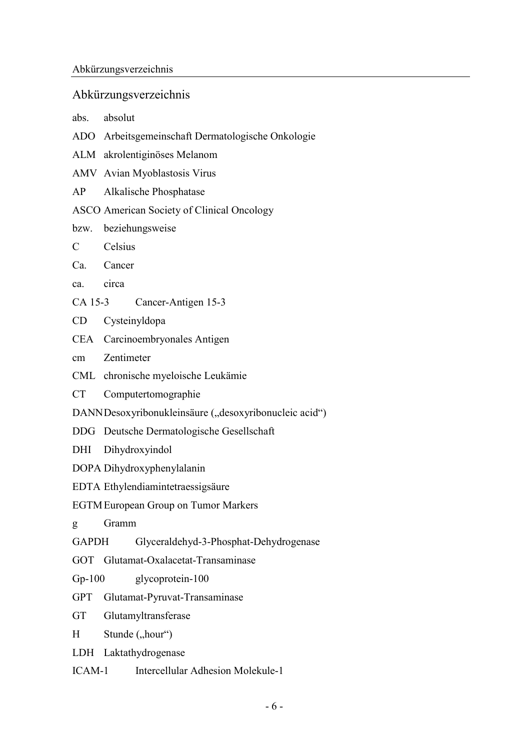## Abkürzungsverzeichnis

abs. absolut

ADO Arbeitsgemeinschaft Dermatologische Onkologie

ALM akrolentiginöses Melanom

AMV Avian Myoblastosis Virus

AP Alkalische Phosphatase

ASCO American Society of Clinical Oncology

bzw. beziehungsweise

C Celsius

Ca. Cancer

ca. circa

CA 15-3 Cancer-Antigen 15-3

CD Cysteinyldopa

CEA Carcinoembryonales Antigen

cm Zentimeter

CML chronische myeloische Leukämie

CT Computertomographie

DANN Desoxyribonukleinsäure („desoxyribonucleic acid")

DDG Deutsche Dermatologische Gesellschaft

DHI Dihydroxyindol

DOPA Dihydroxyphenylalanin

EDTA Ethylendiamintetraessigsäure

EGTM European Group on Tumor Markers

g Gramm

GAPDH Glyceraldehyd-3-Phosphat-Dehydrogenase

GOT Glutamat-Oxalacetat-Transaminase

Gp-100 glycoprotein-100

GPT Glutamat-Pyruvat-Transaminase

GT Glutamyltransferase

H Stunde („hour")

LDH Laktathydrogenase

ICAM-1 Intercellular Adhesion Molekule-1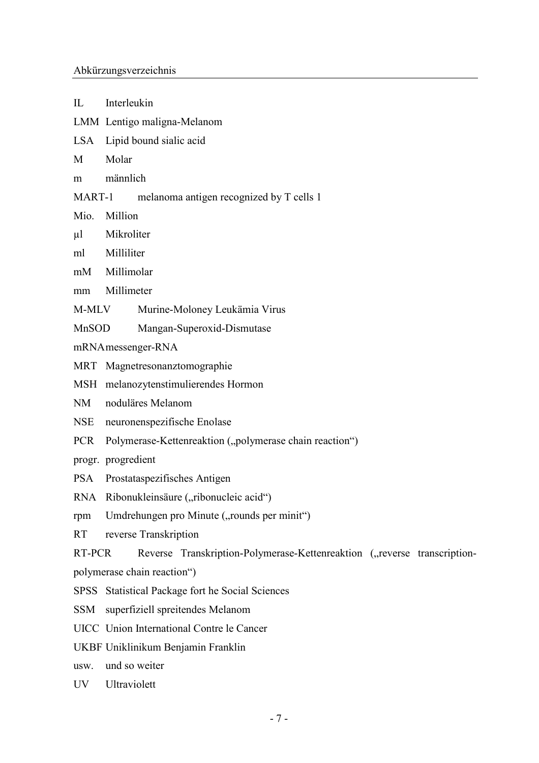IL Interleukin

LMM Lentigo maligna-Melanom

LSA Lipid bound sialic acid

M Molar

m männlich

MART-1 melanoma antigen recognized by T cells 1

Mio. Million

μl Mikroliter

ml Milliliter

mM Millimolar

mm Millimeter

M-MLV Murine-Moloney Leukämia Virus

MnSOD Mangan-Superoxid-Dismutase

mRNA messenger-RNA

MRT Magnetresonanztomographie

MSH melanozytenstimulierendes Hormon

NM noduläres Melanom

NSE neuronenspezifische Enolase

PCR Polymerase-Kettenreaktion („polymerase chain reaction")

progr. progredient

PSA Prostataspezifisches Antigen

RNA Ribonukleinsäure („ribonucleic acid")

rpm Umdrehungen pro Minute („rounds per minit")

RT reverse Transkription

RT-PCR Reverse Transkription-Polymerase-Kettenreaktion („reverse transcription-polymerase chain reaction")

SPSS Statistical Package fort he Social Sciences

SSM superfiziell spreitendes Melanom

UICC Union International Contre le Cancer

UKBF Uniklinikum Benjamin Franklin

usw. und so weiter

UV Ultraviolett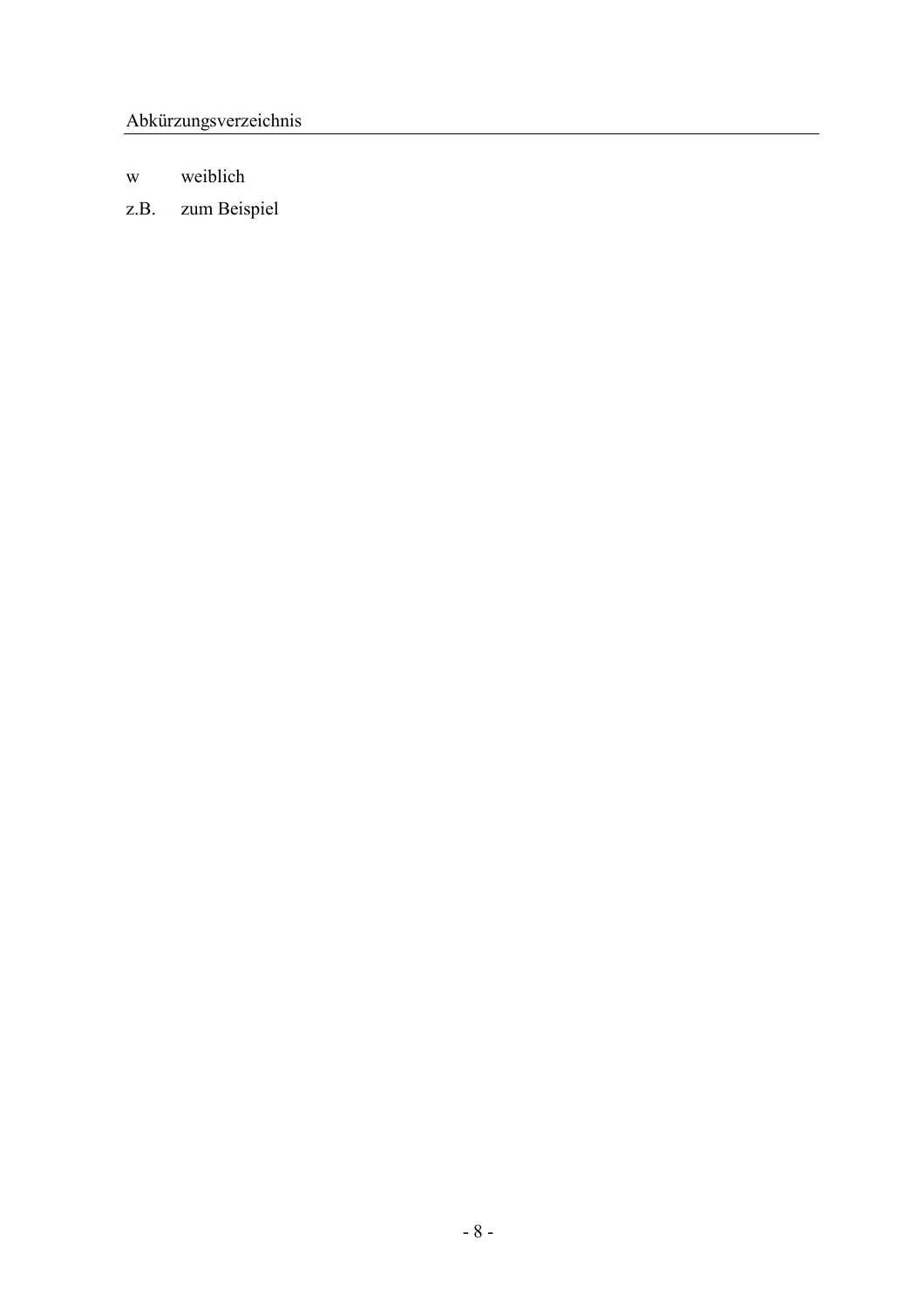| | |
|---|---|
| w | weiblich |
| z.B. | zum Beispiel |